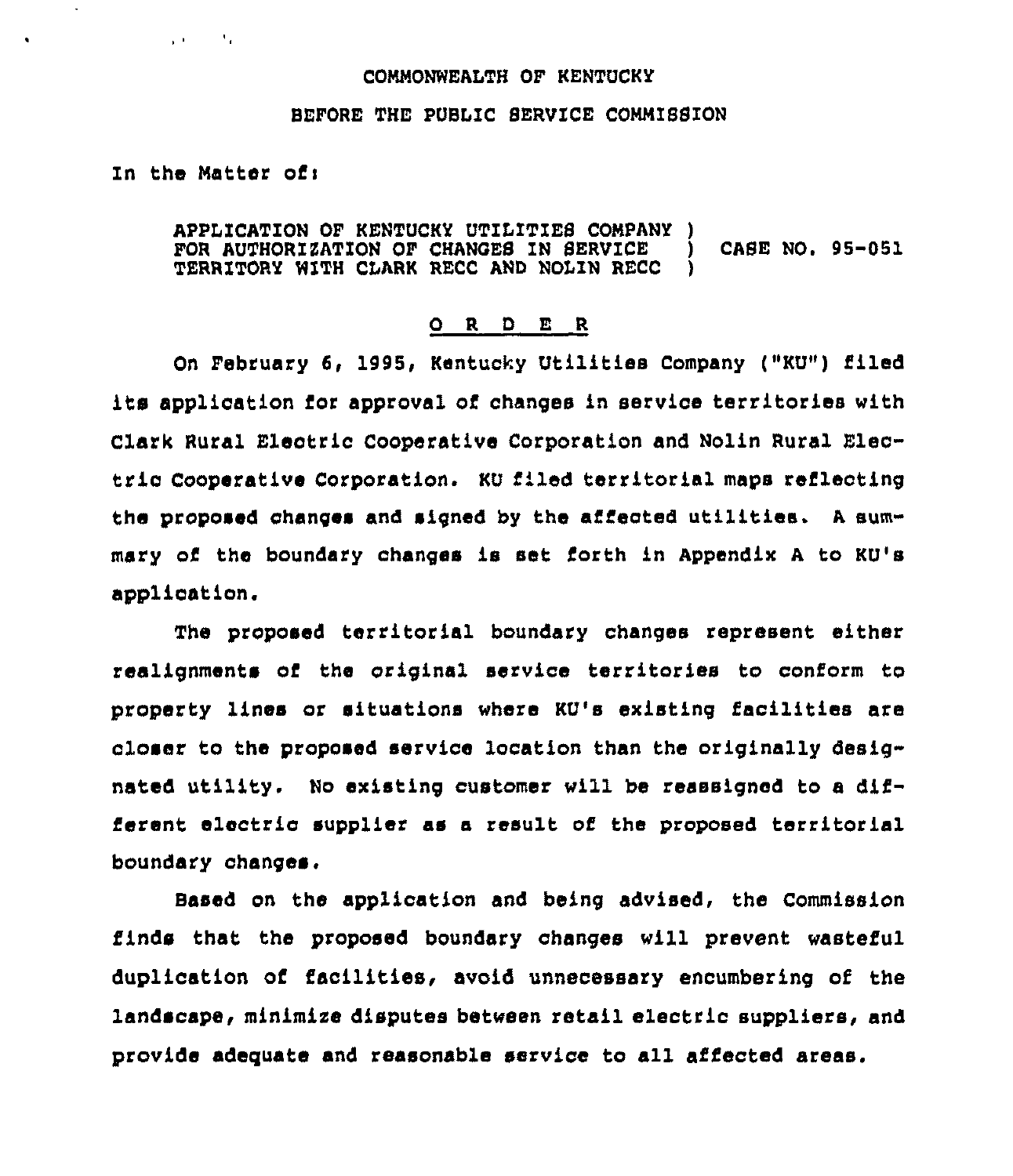COMMONWEALTH OF KENTUCKY

BEFORE THE PUBLIC SERVICE COMMISSION

In the Matter of:

APPLICATION OF KENTUCKY UTILITIES COMPANY )
FOR AUTHORIZATION OF CHANGES IN SERVICE ) CASE NO. 95-051
TERRITORY WITH CLARK RECC AND NOLIN RECC )

## O R D E R

On February 6, 1995, Kentucky Utilities Company ("KU") filed its application for approval of changes in service territories with Clark Rural Electric Cooperative Corporation and Nolin Rural Electric Cooperative Corporation. KU filed territorial maps reflecting the proposed changes and signed by the affected utilities. A summary of the boundary changes is set forth in Appendix A to KU's application.

The proposed territorial boundary changes represent either realignments of the original service territories to conform to property lines or situations where KU's existing facilities are closer to the proposed service location than the originally designated utility. No existing customer will be reassigned to a different electric supplier as a result of the proposed territorial boundary changes.

Based on the application and being advised, the Commission finds that the proposed boundary changes will prevent wasteful duplication of facilities, avoid unnecessary encumbering of the landscape, minimize disputes between retail electric suppliers, and provide adequate and reasonable service to all affected areas.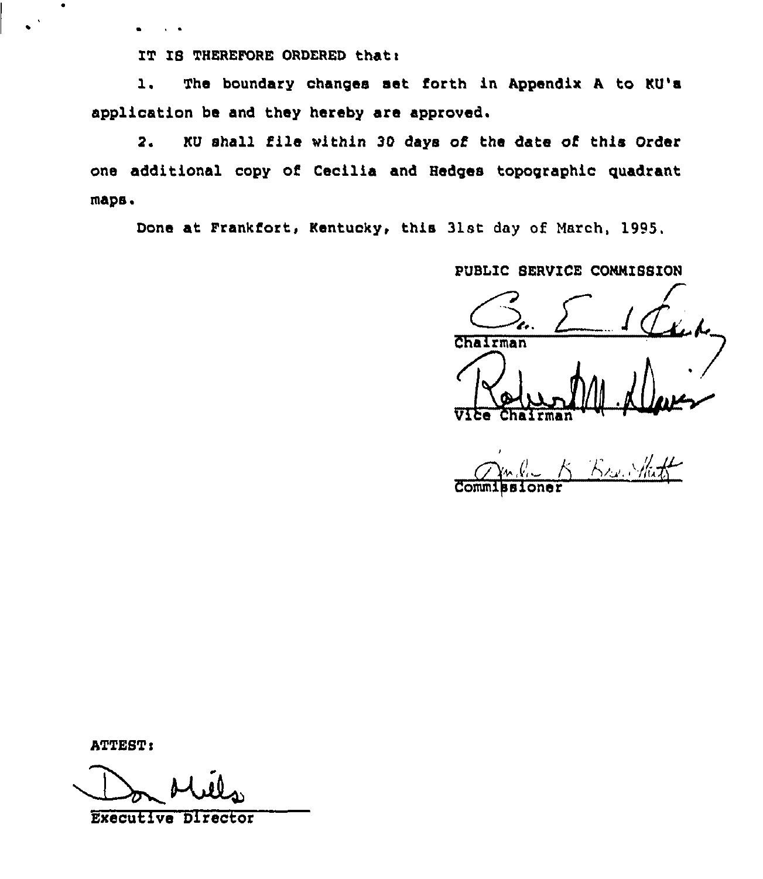IT IS THEREFORE ORDERED that:

1. The boundary changes set forth in Appendix A to KU's application be and they hereby are approved.

2. KU shall file within 30 days of the date of this Order one additional copy of Cecilia and Hedges topographic quadrant maps.

Done at Frankfort, Kentucky, this 31st day of March, 1995.

PUBLIC SERVICE COMMISSION

Chairman

Vice Chairman

Commissioner

ATTEST:

Executive Director